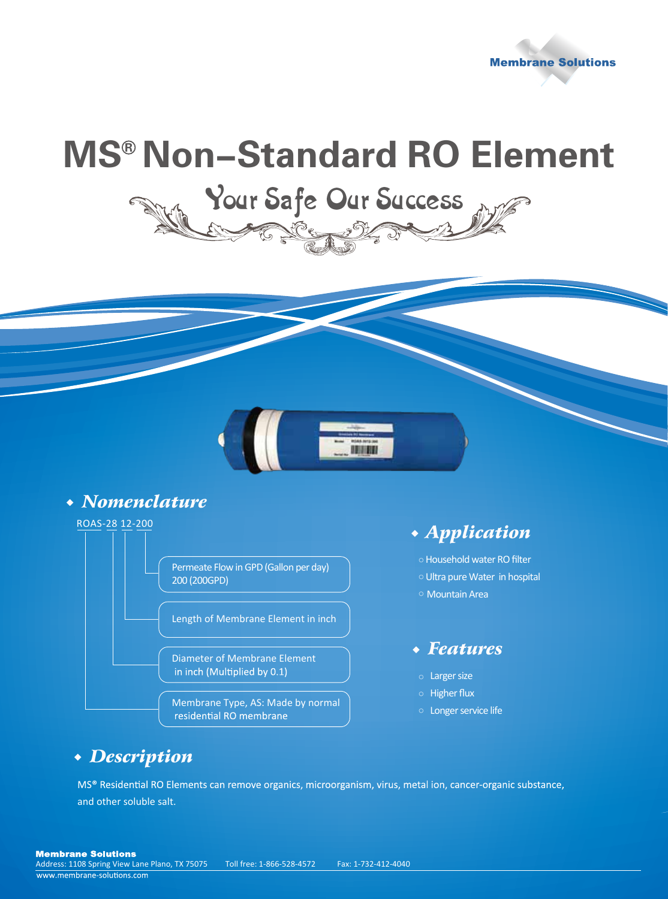Membrane Solutions

# MS® Non–Standard RO Element

Your Safe Our Success

## Nomenclature

ROAS-28 12-200

- Permeate Flow in GPD (Gallon per day) 200 (200GPD)
- Length of Membrane Element in inch
- Diameter of Membrane Element in inch (Multiplied by 0.1)
- Membrane Type, AS: Made by normal residential RO membrane

## Application

- Household water RO filter
- Ultra pure Water in hospital
- Mountain Area

## Features

- Larger size
- Higher flux
- Longer service life

## Description

MS® Residential RO Elements can remove organics, microorganism, virus, metal ion, cancer-organic substance, and other soluble salt.

**Membrane Solutions**
Address: 1108 Spring View Lane Plano, TX 75075 Toll free: 1-866-528-4572 Fax: 1-732-412-4040
www.membrane-solutions.com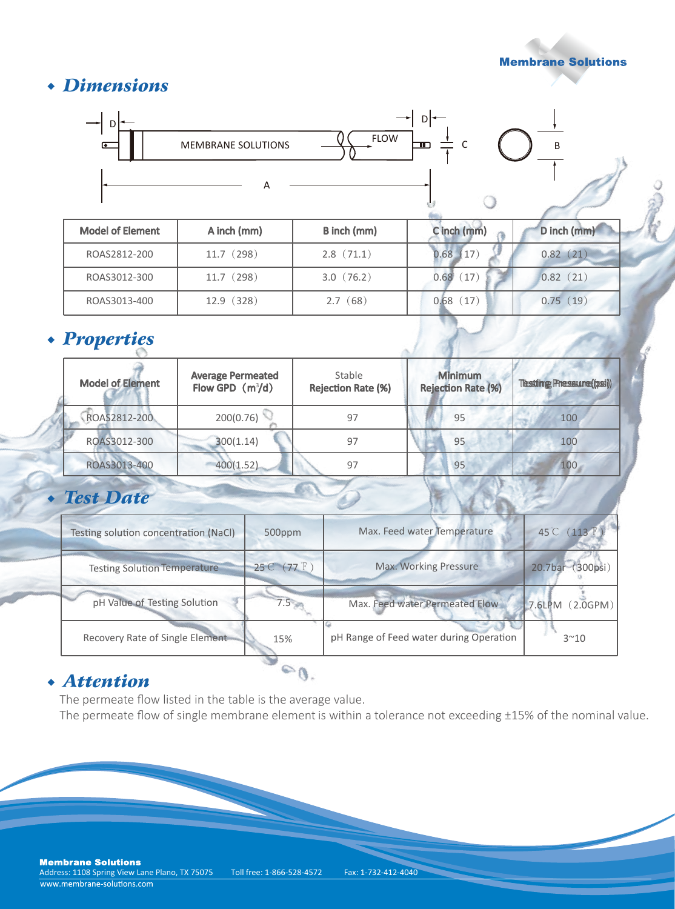## Dimensions

D

MEMBRANE SOLUTIONS

FLOW

D

C

B

A

| Model of Element | A inch (mm) | B inch (mm) | C inch (mm) | D inch (mm) |
|---|---|---|---|---|
| ROAS2812-200 | 11.7（298） | 2.8（71.1） | 0.68（17） | 0.82（21） |
| ROAS3012-300 | 11.7（298） | 3.0（76.2） | 0.68（17） | 0.82（21） |
| ROAS3013-400 | 12.9（328） | 2.7（68） | 0.68（17） | 0.75（19） |

## Properties

| Model of Element | Average Permeated Flow GPD（$m^3/d$） | Stable Rejection Rate (%) | Minimum Rejection Rate (%) | Testing Pressure(psi) |
|---|---|---|---|---|
| ROAS2812-200 | 200(0.76) | 97 | 95 | 100 |
| ROAS3012-300 | 300(1.14) | 97 | 95 | 100 |
| ROAS3013-400 | 400(1.52) | 97 | 95 | 100 |

## Test Date

| | | | |
|---|---|---|---|
| Testing solution concentration (NaCl) | 500ppm | Max. Feed water Temperature | 45℃（113℉） |
| Testing Solution Temperature | 25℃（77℉） | Max. Working Pressure | 20.7bar（300psi） |
| pH Value of Testing Solution | 7.5 | Max. Feed water Permeated Flow | 7.6LPM（2.0GPM） |
| Recovery Rate of Single Element | 15% | pH Range of Feed water during Operation | 3~10 |

## Attention

The permeate flow listed in the table is the average value.

The permeate flow of single membrane element is within a tolerance not exceeding ±15% of the nominal value.

**Membrane Solutions**

Address: 1108 Spring View Lane Plano, TX 75075 Toll free: 1-866-528-4572 Fax: 1-732-412-4040

www.membrane-solutions.com